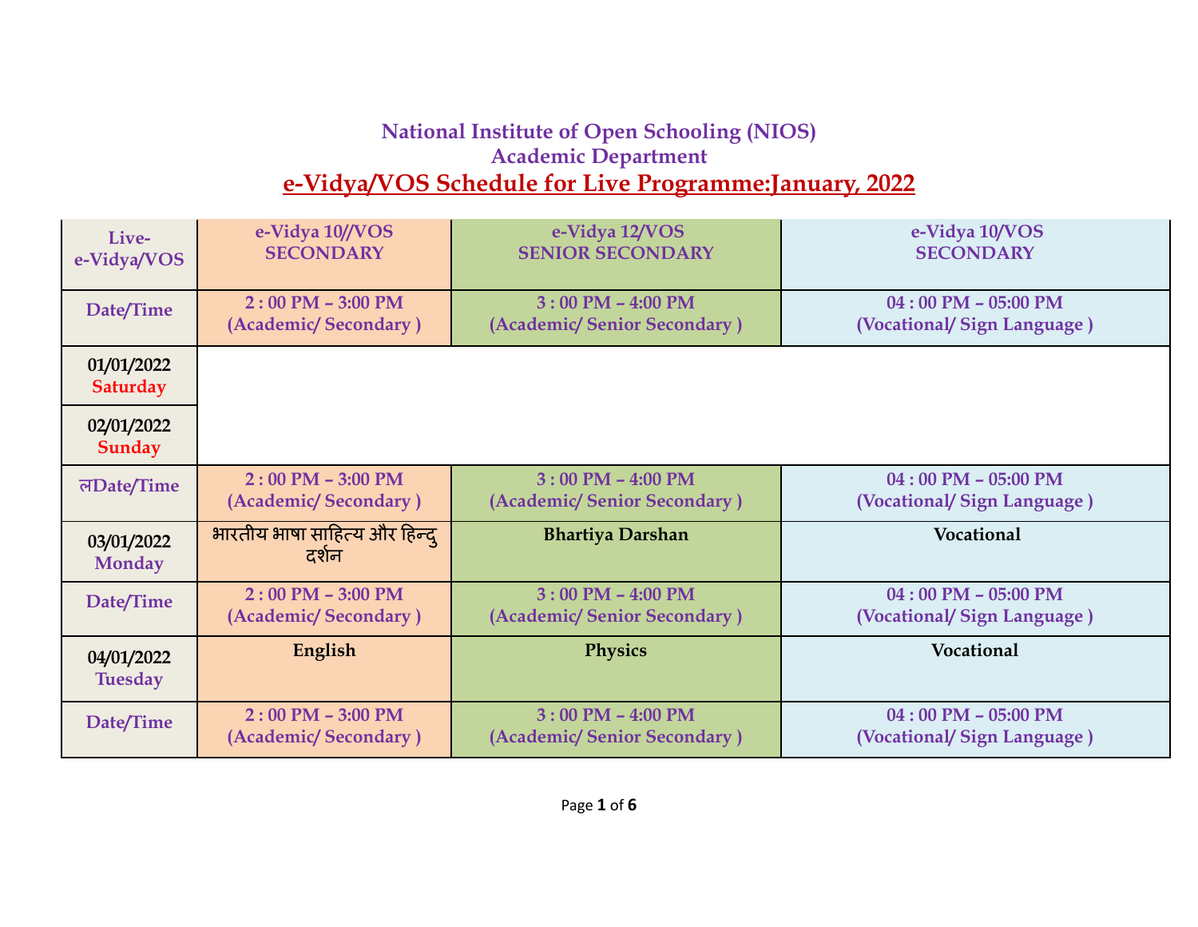**National Institute of Open Schooling (NIOS)**
**Academic Department**

# e-Vidya/VOS Schedule for Live Programme:January, 2022

| Live-e-Vidya/VOS | e-Vidya 10//VOS SECONDARY | e-Vidya 12/VOS SENIOR SECONDARY | e-Vidya 10/VOS SECONDARY |
|---|---|---|---|
| Date/Time | 2 : 00 PM – 3:00 PM (Academic/ Secondary ) | 3 : 00 PM – 4:00 PM (Academic/ Senior Secondary ) | 04 : 00 PM – 05:00 PM (Vocational/ Sign Language ) |
| 01/01/2022 Saturday | | | |
| 02/01/2022 Sunday | | | |
| लDate/Time | 2 : 00 PM – 3:00 PM (Academic/ Secondary ) | 3 : 00 PM – 4:00 PM (Academic/ Senior Secondary ) | 04 : 00 PM – 05:00 PM (Vocational/ Sign Language ) |
| 03/01/2022 Monday | भारतीय भाषा साहित्य और हिन्दु दर्शन | Bhartiya Darshan | Vocational |
| Date/Time | 2 : 00 PM – 3:00 PM (Academic/ Secondary ) | 3 : 00 PM – 4:00 PM (Academic/ Senior Secondary ) | 04 : 00 PM – 05:00 PM (Vocational/ Sign Language ) |
| 04/01/2022 Tuesday | English | Physics | Vocational |
| Date/Time | 2 : 00 PM – 3:00 PM (Academic/ Secondary ) | 3 : 00 PM – 4:00 PM (Academic/ Senior Secondary ) | 04 : 00 PM – 05:00 PM (Vocational/ Sign Language ) |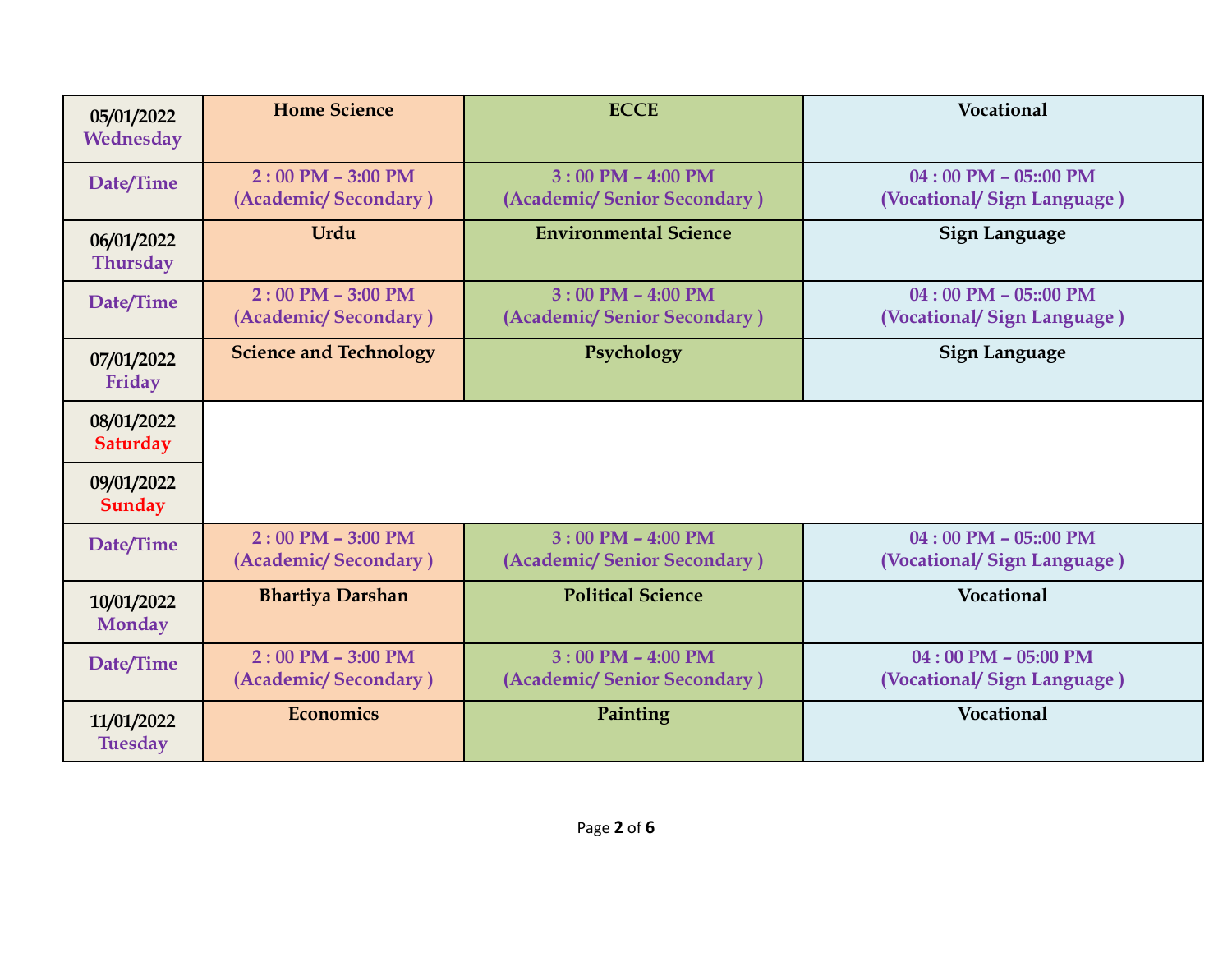| | | | |
|---|---|---|---|
| 05/01/2022 Wednesday | Home Science | ECCE | Vocational |
| Date/Time | 2 : 00 PM – 3:00 PM (Academic/ Secondary ) | 3 : 00 PM – 4:00 PM (Academic/ Senior Secondary ) | 04 : 00 PM – 05::00 PM (Vocational/ Sign Language ) |
| 06/01/2022 Thursday | Urdu | Environmental Science | Sign Language |
| Date/Time | 2 : 00 PM – 3:00 PM (Academic/ Secondary ) | 3 : 00 PM – 4:00 PM (Academic/ Senior Secondary ) | 04 : 00 PM – 05::00 PM (Vocational/ Sign Language ) |
| 07/01/2022 Friday | Science and Technology | Psychology | Sign Language |
| 08/01/2022 Saturday | | | |
| 09/01/2022 Sunday | | | |
| Date/Time | 2 : 00 PM – 3:00 PM (Academic/ Secondary ) | 3 : 00 PM – 4:00 PM (Academic/ Senior Secondary ) | 04 : 00 PM – 05::00 PM (Vocational/ Sign Language ) |
| 10/01/2022 Monday | Bhartiya Darshan | Political Science | Vocational |
| Date/Time | 2 : 00 PM – 3:00 PM (Academic/ Secondary ) | 3 : 00 PM – 4:00 PM (Academic/ Senior Secondary ) | 04 : 00 PM – 05:00 PM (Vocational/ Sign Language ) |
| 11/01/2022 Tuesday | Economics | Painting | Vocational |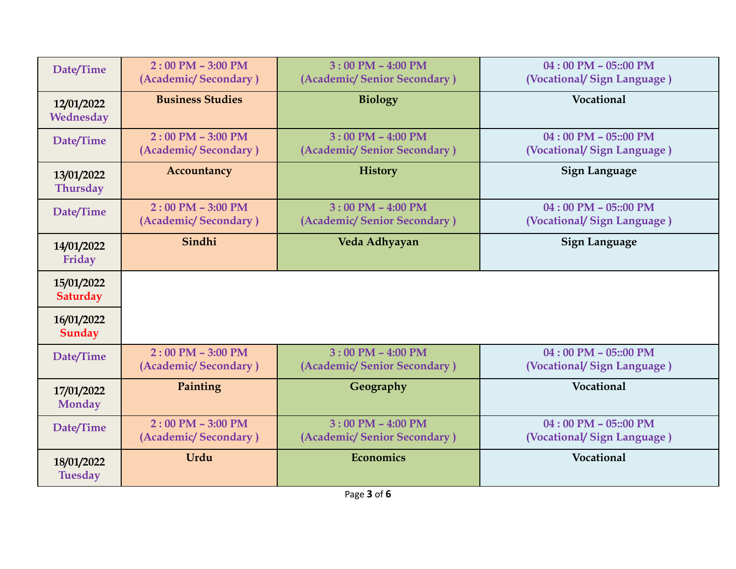| Date/Time | 2 : 00 PM – 3:00 PM (Academic/ Secondary ) | 3 : 00 PM – 4:00 PM (Academic/ Senior Secondary ) | 04 : 00 PM – 05::00 PM (Vocational/ Sign Language ) |
|---|---|---|---|
| 12/01/2022 Wednesday | Business Studies | Biology | Vocational |
| Date/Time | 2 : 00 PM – 3:00 PM (Academic/ Secondary ) | 3 : 00 PM – 4:00 PM (Academic/ Senior Secondary ) | 04 : 00 PM – 05::00 PM (Vocational/ Sign Language ) |
| 13/01/2022 Thursday | Accountancy | History | Sign Language |
| Date/Time | 2 : 00 PM – 3:00 PM (Academic/ Secondary ) | 3 : 00 PM – 4:00 PM (Academic/ Senior Secondary ) | 04 : 00 PM – 05::00 PM (Vocational/ Sign Language ) |
| 14/01/2022 Friday | Sindhi | Veda Adhyayan | Sign Language |
| 15/01/2022 Saturday | | | |
| 16/01/2022 Sunday | | | |
| Date/Time | 2 : 00 PM – 3:00 PM (Academic/ Secondary ) | 3 : 00 PM – 4:00 PM (Academic/ Senior Secondary ) | 04 : 00 PM – 05::00 PM (Vocational/ Sign Language ) |
| 17/01/2022 Monday | Painting | Geography | Vocational |
| Date/Time | 2 : 00 PM – 3:00 PM (Academic/ Secondary ) | 3 : 00 PM – 4:00 PM (Academic/ Senior Secondary ) | 04 : 00 PM – 05::00 PM (Vocational/ Sign Language ) |
| 18/01/2022 Tuesday | Urdu | Economics | Vocational |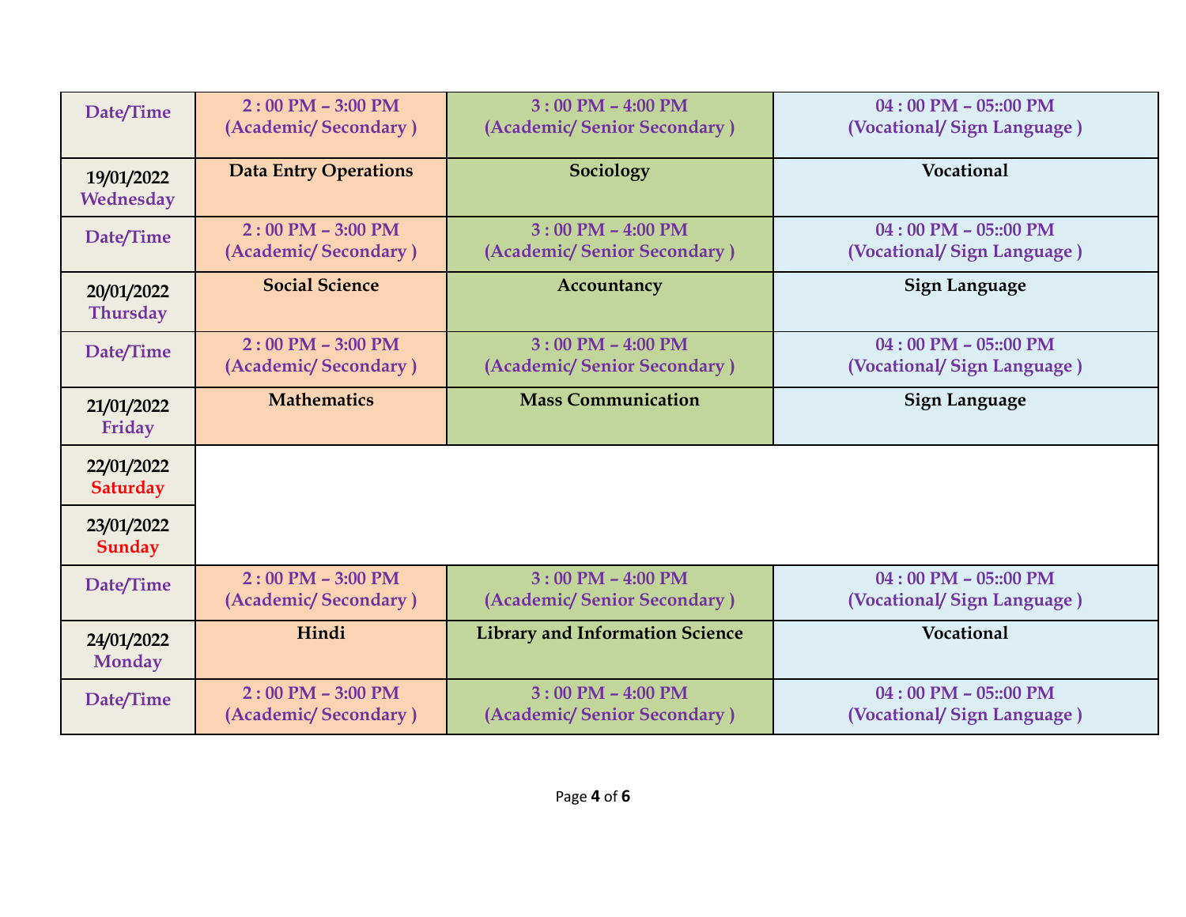| | | | |
|---|---|---|---|
| Date/Time | 2 : 00 PM – 3:00 PM (Academic/ Secondary ) | 3 : 00 PM – 4:00 PM (Academic/ Senior Secondary ) | 04 : 00 PM – 05::00 PM (Vocational/ Sign Language ) |
| 19/01/2022 Wednesday | **Data Entry Operations** | **Sociology** | **Vocational** |
| Date/Time | 2 : 00 PM – 3:00 PM (Academic/ Secondary ) | 3 : 00 PM – 4:00 PM (Academic/ Senior Secondary ) | 04 : 00 PM – 05::00 PM (Vocational/ Sign Language ) |
| 20/01/2022 Thursday | **Social Science** | **Accountancy** | **Sign Language** |
| Date/Time | 2 : 00 PM – 3:00 PM (Academic/ Secondary ) | 3 : 00 PM – 4:00 PM (Academic/ Senior Secondary ) | 04 : 00 PM – 05::00 PM (Vocational/ Sign Language ) |
| 21/01/2022 Friday | **Mathematics** | **Mass Communication** | **Sign Language** |
| 22/01/2022 Saturday | | | |
| 23/01/2022 Sunday | | | |
| Date/Time | 2 : 00 PM – 3:00 PM (Academic/ Secondary ) | 3 : 00 PM – 4:00 PM (Academic/ Senior Secondary ) | 04 : 00 PM – 05::00 PM (Vocational/ Sign Language ) |
| 24/01/2022 Monday | **Hindi** | **Library and Information Science** | **Vocational** |
| Date/Time | 2 : 00 PM – 3:00 PM (Academic/ Secondary ) | 3 : 00 PM – 4:00 PM (Academic/ Senior Secondary ) | 04 : 00 PM – 05::00 PM (Vocational/ Sign Language ) |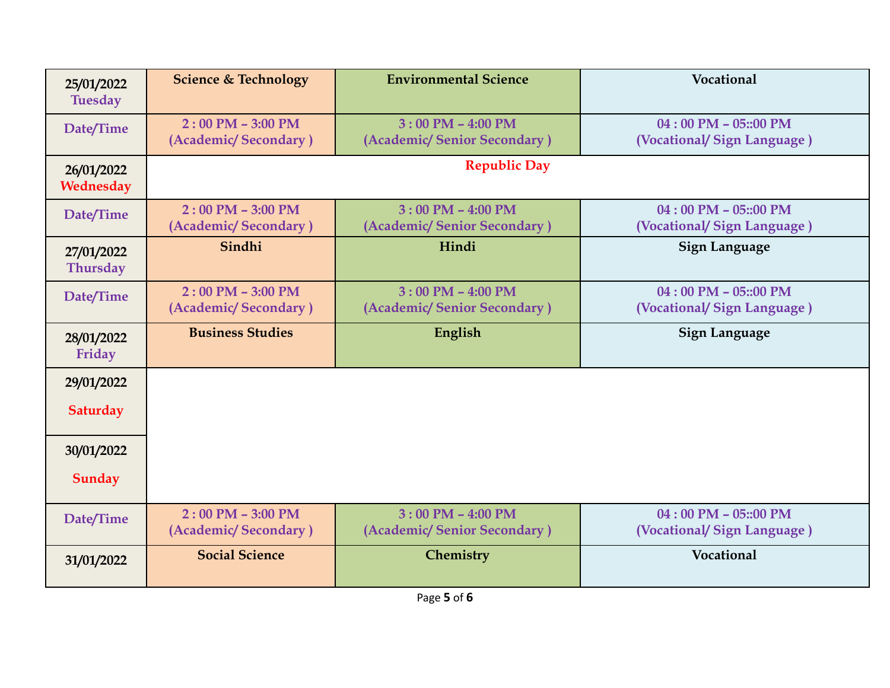| | | | |
|---|---|---|---|
| 25/01/2022 Tuesday | Science & Technology | Environmental Science | Vocational |
| Date/Time | 2 : 00 PM – 3:00 PM (Academic/ Secondary ) | 3 : 00 PM – 4:00 PM (Academic/ Senior Secondary ) | 04 : 00 PM – 05::00 PM (Vocational/ Sign Language ) |
| 26/01/2022 Wednesday | Republic Day | | |
| Date/Time | 2 : 00 PM – 3:00 PM (Academic/ Secondary ) | 3 : 00 PM – 4:00 PM (Academic/ Senior Secondary ) | 04 : 00 PM – 05::00 PM (Vocational/ Sign Language ) |
| 27/01/2022 Thursday | Sindhi | Hindi | Sign Language |
| Date/Time | 2 : 00 PM – 3:00 PM (Academic/ Secondary ) | 3 : 00 PM – 4:00 PM (Academic/ Senior Secondary ) | 04 : 00 PM – 05::00 PM (Vocational/ Sign Language ) |
| 28/01/2022 Friday | Business Studies | English | Sign Language |
| 29/01/2022 Saturday | | | |
| 30/01/2022 Sunday | | | |
| Date/Time | 2 : 00 PM – 3:00 PM (Academic/ Secondary ) | 3 : 00 PM – 4:00 PM (Academic/ Senior Secondary ) | 04 : 00 PM – 05::00 PM (Vocational/ Sign Language ) |
| 31/01/2022 | Social Science | Chemistry | Vocational |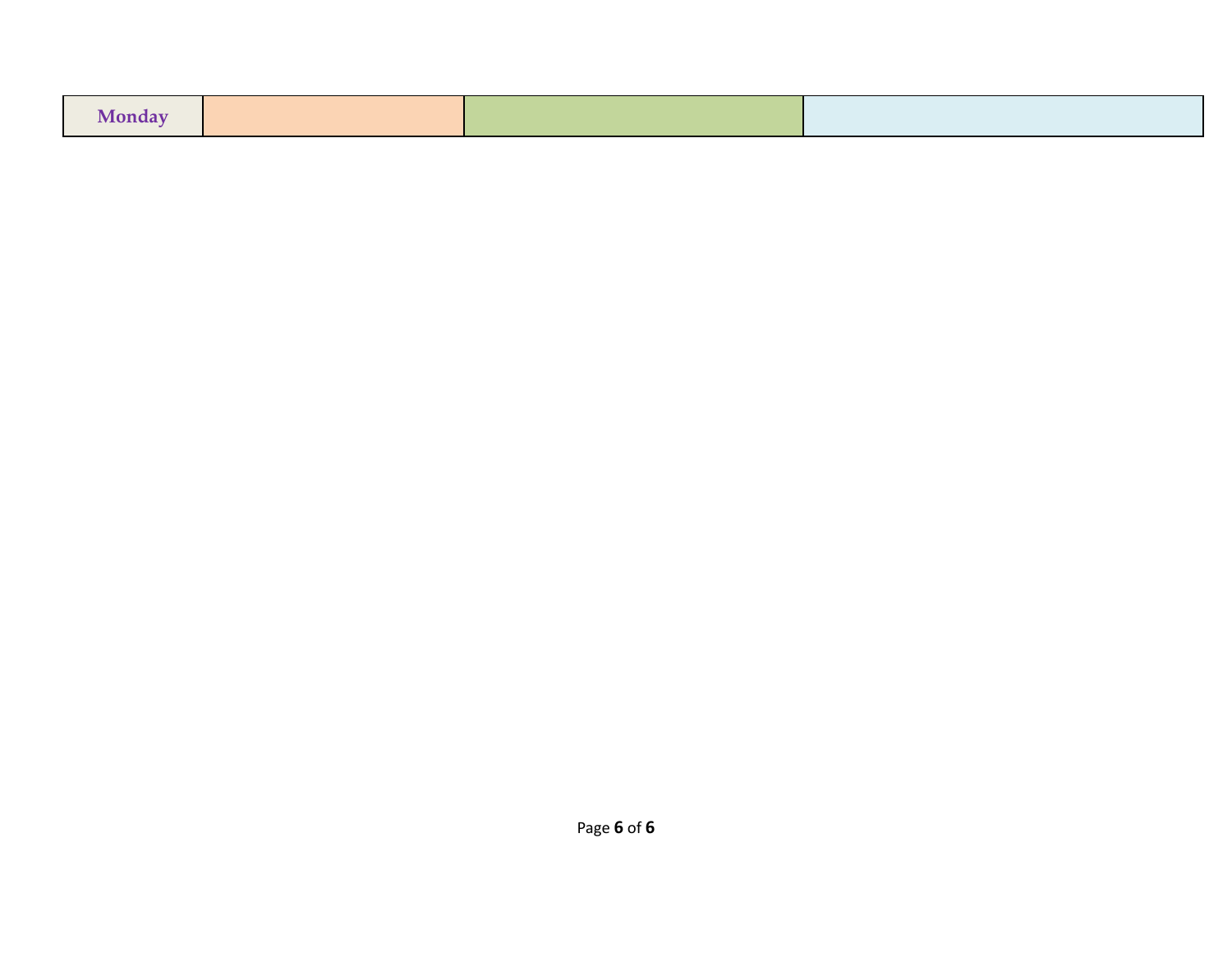| | | | |
|---|---|---|---|
| **Monday** | | | |